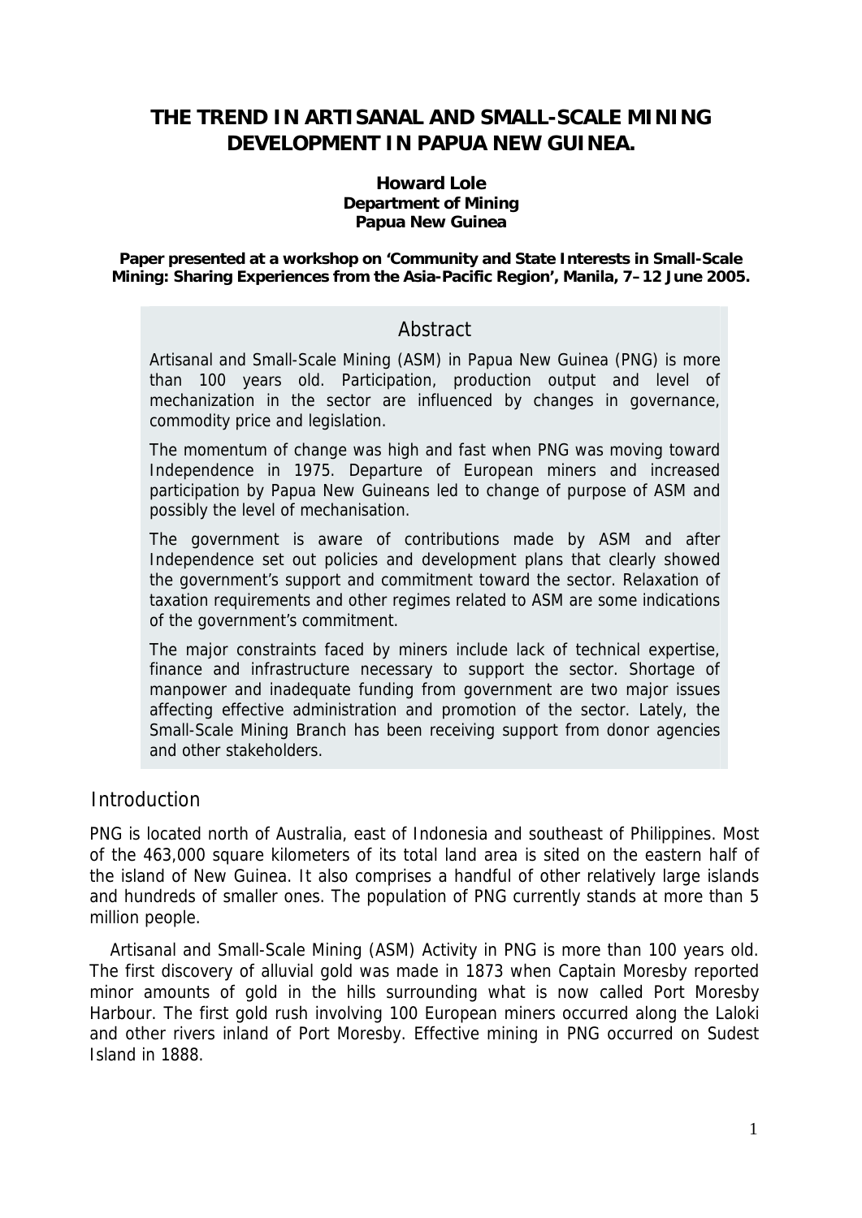# THE TREND IN ARTISANAL AND SMALL-SCALE MINING DEVELOPMENT IN PAPUA NEW GUINEA.

**Howard Lole**
**Department of Mining**
**Papua New Guinea**

**Paper presented at a workshop on 'Community and State Interests in Small-Scale Mining: Sharing Experiences from the Asia-Pacific Region', Manila, 7–12 June 2005.**

## Abstract

Artisanal and Small-Scale Mining (ASM) in Papua New Guinea (PNG) is more than 100 years old. Participation, production output and level of mechanization in the sector are influenced by changes in governance, commodity price and legislation.

The momentum of change was high and fast when PNG was moving toward Independence in 1975. Departure of European miners and increased participation by Papua New Guineans led to change of purpose of ASM and possibly the level of mechanisation.

The government is aware of contributions made by ASM and after Independence set out policies and development plans that clearly showed the government's support and commitment toward the sector. Relaxation of taxation requirements and other regimes related to ASM are some indications of the government's commitment.

The major constraints faced by miners include lack of technical expertise, finance and infrastructure necessary to support the sector. Shortage of manpower and inadequate funding from government are two major issues affecting effective administration and promotion of the sector. Lately, the Small-Scale Mining Branch has been receiving support from donor agencies and other stakeholders.

## Introduction

PNG is located north of Australia, east of Indonesia and southeast of Philippines. Most of the 463,000 square kilometers of its total land area is sited on the eastern half of the island of New Guinea. It also comprises a handful of other relatively large islands and hundreds of smaller ones. The population of PNG currently stands at more than 5 million people.

Artisanal and Small-Scale Mining (ASM) Activity in PNG is more than 100 years old. The first discovery of alluvial gold was made in 1873 when Captain Moresby reported minor amounts of gold in the hills surrounding what is now called Port Moresby Harbour. The first gold rush involving 100 European miners occurred along the Laloki and other rivers inland of Port Moresby. Effective mining in PNG occurred on Sudest Island in 1888.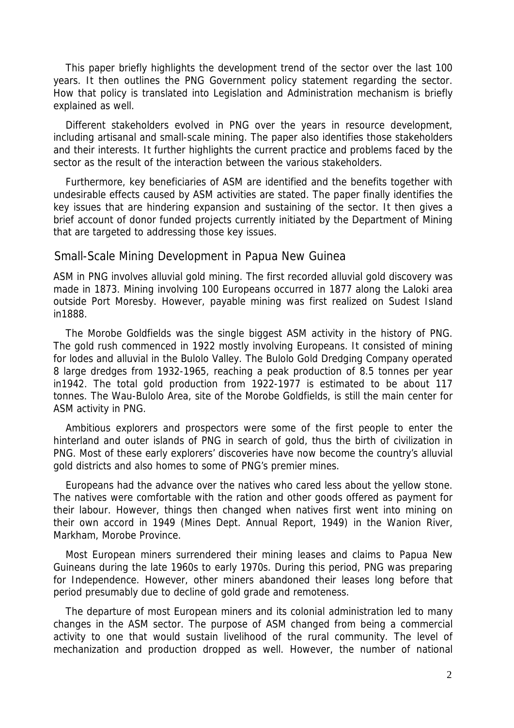This paper briefly highlights the development trend of the sector over the last 100 years. It then outlines the PNG Government policy statement regarding the sector. How that policy is translated into Legislation and Administration mechanism is briefly explained as well.

Different stakeholders evolved in PNG over the years in resource development, including artisanal and small-scale mining. The paper also identifies those stakeholders and their interests. It further highlights the current practice and problems faced by the sector as the result of the interaction between the various stakeholders.

Furthermore, key beneficiaries of ASM are identified and the benefits together with undesirable effects caused by ASM activities are stated. The paper finally identifies the key issues that are hindering expansion and sustaining of the sector. It then gives a brief account of donor funded projects currently initiated by the Department of Mining that are targeted to addressing those key issues.

## Small-Scale Mining Development in Papua New Guinea

ASM in PNG involves alluvial gold mining. The first recorded alluvial gold discovery was made in 1873. Mining involving 100 Europeans occurred in 1877 along the Laloki area outside Port Moresby. However, payable mining was first realized on Sudest Island in1888.

The Morobe Goldfields was the single biggest ASM activity in the history of PNG. The gold rush commenced in 1922 mostly involving Europeans. It consisted of mining for lodes and alluvial in the Bulolo Valley. The Bulolo Gold Dredging Company operated 8 large dredges from 1932-1965, reaching a peak production of 8.5 tonnes per year in1942. The total gold production from 1922-1977 is estimated to be about 117 tonnes. The Wau-Bulolo Area, site of the Morobe Goldfields, is still the main center for ASM activity in PNG.

Ambitious explorers and prospectors were some of the first people to enter the hinterland and outer islands of PNG in search of gold, thus the birth of civilization in PNG. Most of these early explorers' discoveries have now become the country's alluvial gold districts and also homes to some of PNG's premier mines.

Europeans had the advance over the natives who cared less about the yellow stone. The natives were comfortable with the ration and other goods offered as payment for their labour. However, things then changed when natives first went into mining on their own accord in 1949 (Mines Dept. Annual Report, 1949) in the Wanion River, Markham, Morobe Province.

Most European miners surrendered their mining leases and claims to Papua New Guineans during the late 1960s to early 1970s. During this period, PNG was preparing for Independence. However, other miners abandoned their leases long before that period presumably due to decline of gold grade and remoteness.

The departure of most European miners and its colonial administration led to many changes in the ASM sector. The purpose of ASM changed from being a commercial activity to one that would sustain livelihood of the rural community. The level of mechanization and production dropped as well. However, the number of national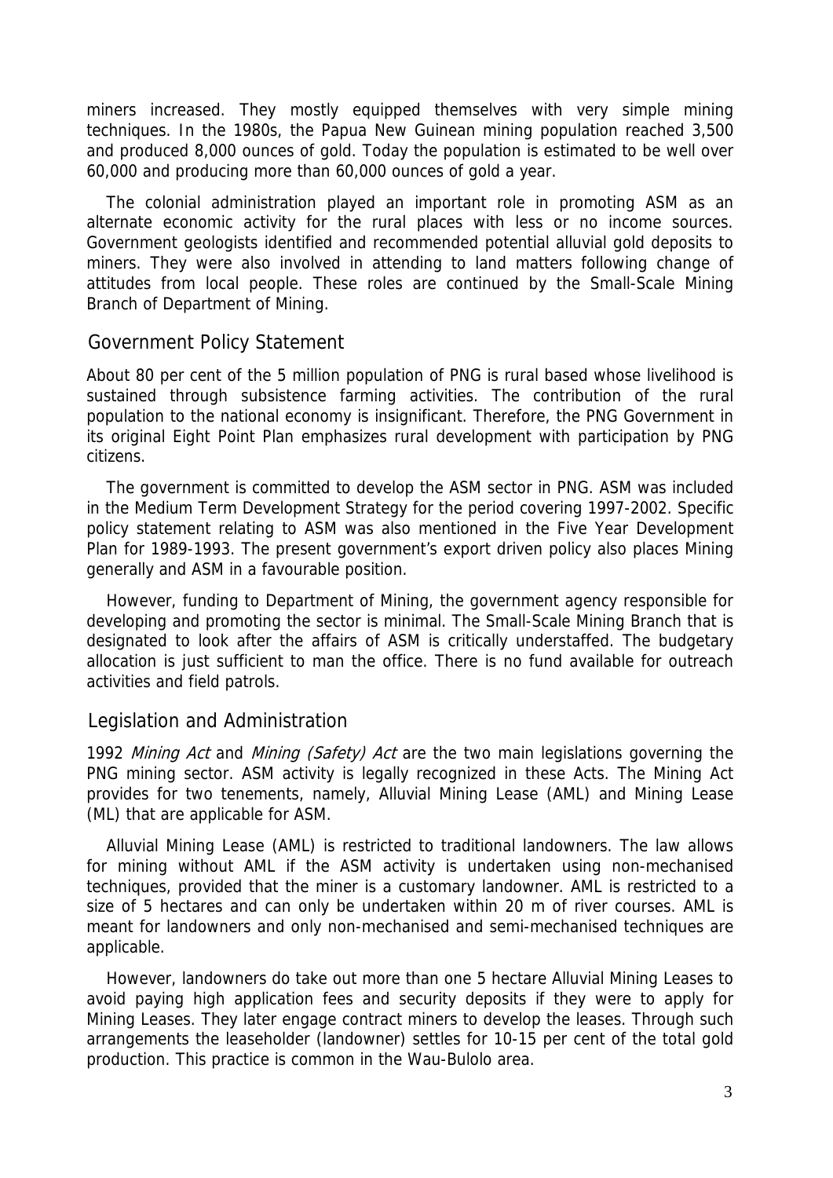miners increased. They mostly equipped themselves with very simple mining techniques. In the 1980s, the Papua New Guinean mining population reached 3,500 and produced 8,000 ounces of gold. Today the population is estimated to be well over 60,000 and producing more than 60,000 ounces of gold a year.

The colonial administration played an important role in promoting ASM as an alternate economic activity for the rural places with less or no income sources. Government geologists identified and recommended potential alluvial gold deposits to miners. They were also involved in attending to land matters following change of attitudes from local people. These roles are continued by the Small-Scale Mining Branch of Department of Mining.

## Government Policy Statement

About 80 per cent of the 5 million population of PNG is rural based whose livelihood is sustained through subsistence farming activities. The contribution of the rural population to the national economy is insignificant. Therefore, the PNG Government in its original Eight Point Plan emphasizes rural development with participation by PNG citizens.

The government is committed to develop the ASM sector in PNG. ASM was included in the Medium Term Development Strategy for the period covering 1997-2002. Specific policy statement relating to ASM was also mentioned in the Five Year Development Plan for 1989-1993. The present government's export driven policy also places Mining generally and ASM in a favourable position.

However, funding to Department of Mining, the government agency responsible for developing and promoting the sector is minimal. The Small-Scale Mining Branch that is designated to look after the affairs of ASM is critically understaffed. The budgetary allocation is just sufficient to man the office. There is no fund available for outreach activities and field patrols.

## Legislation and Administration

1992 *Mining Act* and *Mining (Safety) Act* are the two main legislations governing the PNG mining sector. ASM activity is legally recognized in these Acts. The Mining Act provides for two tenements, namely, Alluvial Mining Lease (AML) and Mining Lease (ML) that are applicable for ASM.

Alluvial Mining Lease (AML) is restricted to traditional landowners. The law allows for mining without AML if the ASM activity is undertaken using non-mechanised techniques, provided that the miner is a customary landowner. AML is restricted to a size of 5 hectares and can only be undertaken within 20 m of river courses. AML is meant for landowners and only non-mechanised and semi-mechanised techniques are applicable.

However, landowners do take out more than one 5 hectare Alluvial Mining Leases to avoid paying high application fees and security deposits if they were to apply for Mining Leases. They later engage contract miners to develop the leases. Through such arrangements the leaseholder (landowner) settles for 10-15 per cent of the total gold production. This practice is common in the Wau-Bulolo area.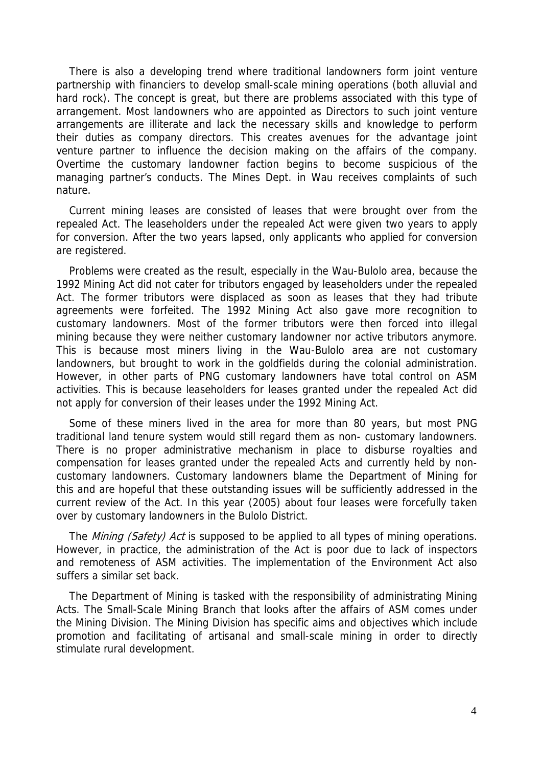There is also a developing trend where traditional landowners form joint venture partnership with financiers to develop small-scale mining operations (both alluvial and hard rock). The concept is great, but there are problems associated with this type of arrangement. Most landowners who are appointed as Directors to such joint venture arrangements are illiterate and lack the necessary skills and knowledge to perform their duties as company directors. This creates avenues for the advantage joint venture partner to influence the decision making on the affairs of the company. Overtime the customary landowner faction begins to become suspicious of the managing partner's conducts. The Mines Dept. in Wau receives complaints of such nature.

Current mining leases are consisted of leases that were brought over from the repealed Act. The leaseholders under the repealed Act were given two years to apply for conversion. After the two years lapsed, only applicants who applied for conversion are registered.

Problems were created as the result, especially in the Wau-Bulolo area, because the 1992 Mining Act did not cater for tributors engaged by leaseholders under the repealed Act. The former tributors were displaced as soon as leases that they had tribute agreements were forfeited. The 1992 Mining Act also gave more recognition to customary landowners. Most of the former tributors were then forced into illegal mining because they were neither customary landowner nor active tributors anymore. This is because most miners living in the Wau-Bulolo area are not customary landowners, but brought to work in the goldfields during the colonial administration. However, in other parts of PNG customary landowners have total control on ASM activities. This is because leaseholders for leases granted under the repealed Act did not apply for conversion of their leases under the 1992 Mining Act.

Some of these miners lived in the area for more than 80 years, but most PNG traditional land tenure system would still regard them as non- customary landowners. There is no proper administrative mechanism in place to disburse royalties and compensation for leases granted under the repealed Acts and currently held by non-customary landowners. Customary landowners blame the Department of Mining for this and are hopeful that these outstanding issues will be sufficiently addressed in the current review of the Act. In this year (2005) about four leases were forcefully taken over by customary landowners in the Bulolo District.

The *Mining (Safety) Act* is supposed to be applied to all types of mining operations. However, in practice, the administration of the Act is poor due to lack of inspectors and remoteness of ASM activities. The implementation of the Environment Act also suffers a similar set back.

The Department of Mining is tasked with the responsibility of administrating Mining Acts. The Small-Scale Mining Branch that looks after the affairs of ASM comes under the Mining Division. The Mining Division has specific aims and objectives which include promotion and facilitating of artisanal and small-scale mining in order to directly stimulate rural development.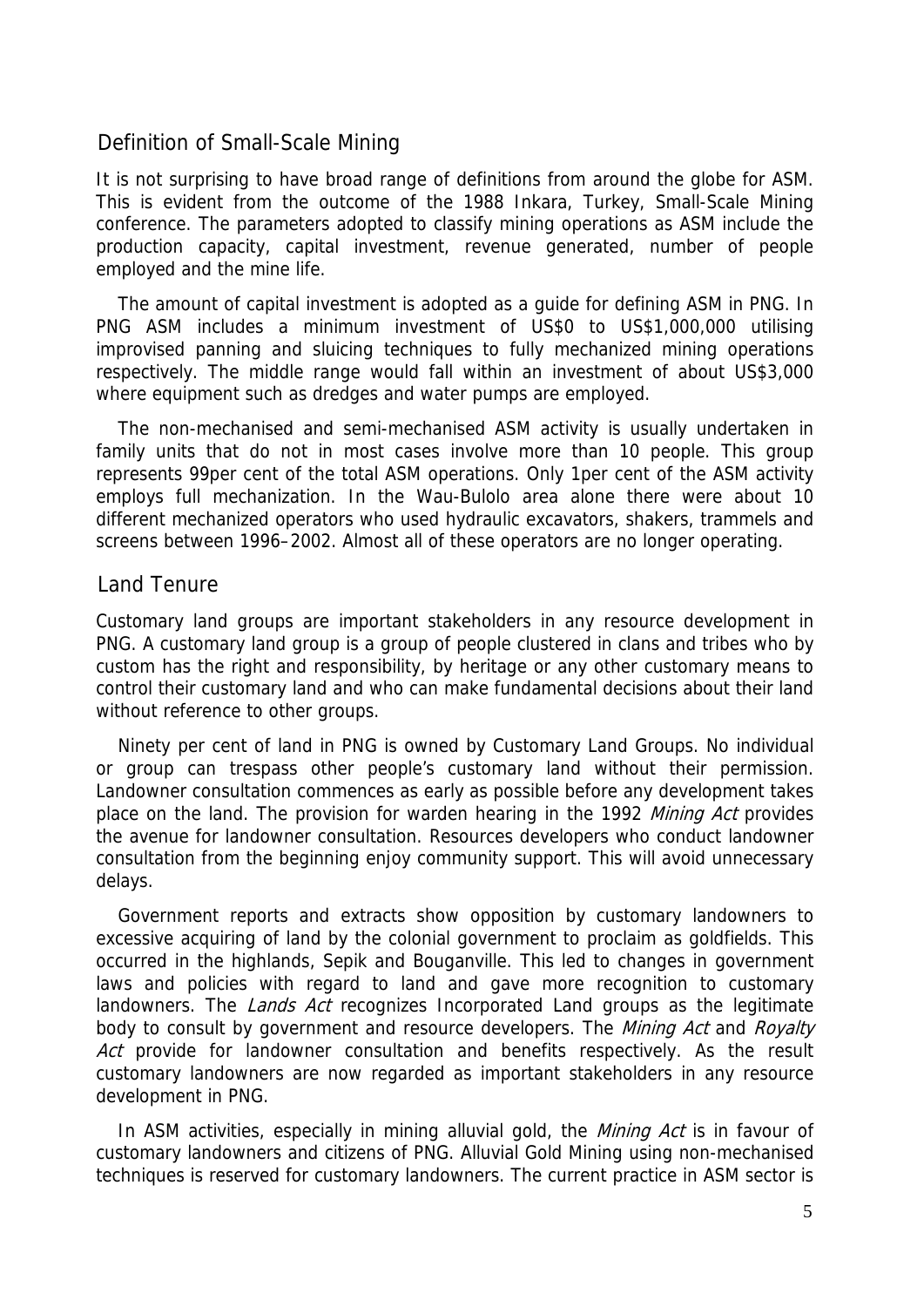## Definition of Small-Scale Mining

It is not surprising to have broad range of definitions from around the globe for ASM. This is evident from the outcome of the 1988 Inkara, Turkey, Small-Scale Mining conference. The parameters adopted to classify mining operations as ASM include the production capacity, capital investment, revenue generated, number of people employed and the mine life.

The amount of capital investment is adopted as a guide for defining ASM in PNG. In PNG ASM includes a minimum investment of US$0 to US$1,000,000 utilising improvised panning and sluicing techniques to fully mechanized mining operations respectively. The middle range would fall within an investment of about US$3,000 where equipment such as dredges and water pumps are employed.

The non-mechanised and semi-mechanised ASM activity is usually undertaken in family units that do not in most cases involve more than 10 people. This group represents 99per cent of the total ASM operations. Only 1per cent of the ASM activity employs full mechanization. In the Wau-Bulolo area alone there were about 10 different mechanized operators who used hydraulic excavators, shakers, trammels and screens between 1996–2002. Almost all of these operators are no longer operating.

## Land Tenure

Customary land groups are important stakeholders in any resource development in PNG. A customary land group is a group of people clustered in clans and tribes who by custom has the right and responsibility, by heritage or any other customary means to control their customary land and who can make fundamental decisions about their land without reference to other groups.

Ninety per cent of land in PNG is owned by Customary Land Groups. No individual or group can trespass other people's customary land without their permission. Landowner consultation commences as early as possible before any development takes place on the land. The provision for warden hearing in the 1992 *Mining Act* provides the avenue for landowner consultation. Resources developers who conduct landowner consultation from the beginning enjoy community support. This will avoid unnecessary delays.

Government reports and extracts show opposition by customary landowners to excessive acquiring of land by the colonial government to proclaim as goldfields. This occurred in the highlands, Sepik and Bouganville. This led to changes in government laws and policies with regard to land and gave more recognition to customary landowners. The *Lands Act* recognizes Incorporated Land groups as the legitimate body to consult by government and resource developers. The *Mining Act* and *Royalty Act* provide for landowner consultation and benefits respectively. As the result customary landowners are now regarded as important stakeholders in any resource development in PNG.

In ASM activities, especially in mining alluvial gold, the *Mining Act* is in favour of customary landowners and citizens of PNG. Alluvial Gold Mining using non-mechanised techniques is reserved for customary landowners. The current practice in ASM sector is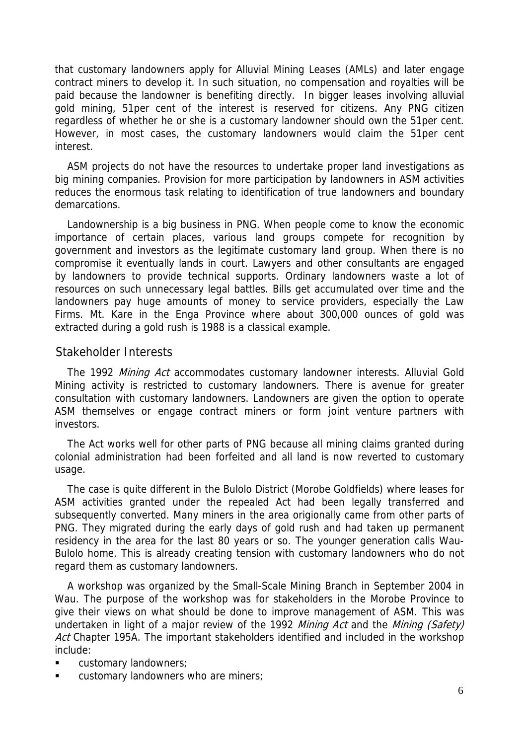that customary landowners apply for Alluvial Mining Leases (AMLs) and later engage contract miners to develop it. In such situation, no compensation and royalties will be paid because the landowner is benefiting directly. In bigger leases involving alluvial gold mining, 51per cent of the interest is reserved for citizens. Any PNG citizen regardless of whether he or she is a customary landowner should own the 51per cent. However, in most cases, the customary landowners would claim the 51per cent interest.

ASM projects do not have the resources to undertake proper land investigations as big mining companies. Provision for more participation by landowners in ASM activities reduces the enormous task relating to identification of true landowners and boundary demarcations.

Landownership is a big business in PNG. When people come to know the economic importance of certain places, various land groups compete for recognition by government and investors as the legitimate customary land group. When there is no compromise it eventually lands in court. Lawyers and other consultants are engaged by landowners to provide technical supports. Ordinary landowners waste a lot of resources on such unnecessary legal battles. Bills get accumulated over time and the landowners pay huge amounts of money to service providers, especially the Law Firms. Mt. Kare in the Enga Province where about 300,000 ounces of gold was extracted during a gold rush is 1988 is a classical example.

## Stakeholder Interests

The 1992 *Mining Act* accommodates customary landowner interests. Alluvial Gold Mining activity is restricted to customary landowners. There is avenue for greater consultation with customary landowners. Landowners are given the option to operate ASM themselves or engage contract miners or form joint venture partners with investors.

The Act works well for other parts of PNG because all mining claims granted during colonial administration had been forfeited and all land is now reverted to customary usage.

The case is quite different in the Bulolo District (Morobe Goldfields) where leases for ASM activities granted under the repealed Act had been legally transferred and subsequently converted. Many miners in the area origionally came from other parts of PNG. They migrated during the early days of gold rush and had taken up permanent residency in the area for the last 80 years or so. The younger generation calls Wau-Bulolo home. This is already creating tension with customary landowners who do not regard them as customary landowners.

A workshop was organized by the Small-Scale Mining Branch in September 2004 in Wau. The purpose of the workshop was for stakeholders in the Morobe Province to give their views on what should be done to improve management of ASM. This was undertaken in light of a major review of the 1992 *Mining Act* and the *Mining (Safety) Act* Chapter 195A. The important stakeholders identified and included in the workshop include:

- customary landowners;
- customary landowners who are miners;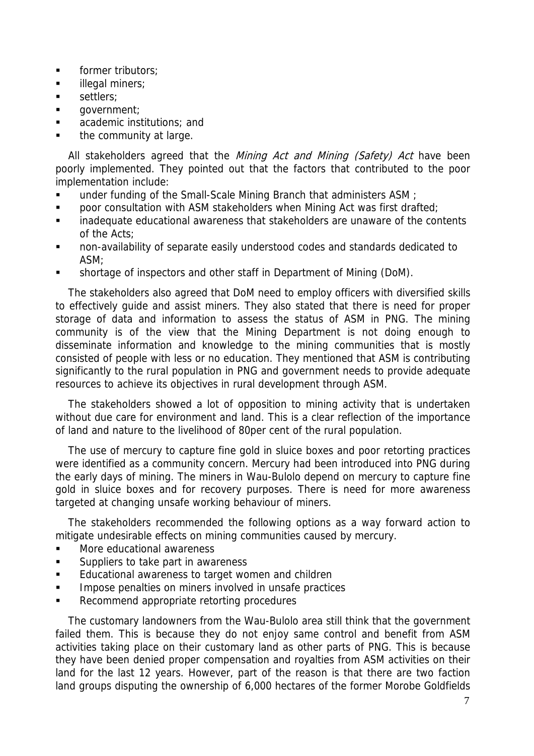- former tributors;
- illegal miners;
- settlers;
- government;
- academic institutions; and
- the community at large.

All stakeholders agreed that the *Mining Act and Mining (Safety) Act* have been poorly implemented. They pointed out that the factors that contributed to the poor implementation include:

- under funding of the Small-Scale Mining Branch that administers ASM ;
- poor consultation with ASM stakeholders when Mining Act was first drafted;
- inadequate educational awareness that stakeholders are unaware of the contents of the Acts;
- non-availability of separate easily understood codes and standards dedicated to ASM;
- shortage of inspectors and other staff in Department of Mining (DoM).

The stakeholders also agreed that DoM need to employ officers with diversified skills to effectively guide and assist miners. They also stated that there is need for proper storage of data and information to assess the status of ASM in PNG. The mining community is of the view that the Mining Department is not doing enough to disseminate information and knowledge to the mining communities that is mostly consisted of people with less or no education. They mentioned that ASM is contributing significantly to the rural population in PNG and government needs to provide adequate resources to achieve its objectives in rural development through ASM.

The stakeholders showed a lot of opposition to mining activity that is undertaken without due care for environment and land. This is a clear reflection of the importance of land and nature to the livelihood of 80per cent of the rural population.

The use of mercury to capture fine gold in sluice boxes and poor retorting practices were identified as a community concern. Mercury had been introduced into PNG during the early days of mining. The miners in Wau-Bulolo depend on mercury to capture fine gold in sluice boxes and for recovery purposes. There is need for more awareness targeted at changing unsafe working behaviour of miners.

The stakeholders recommended the following options as a way forward action to mitigate undesirable effects on mining communities caused by mercury.

- More educational awareness
- Suppliers to take part in awareness
- Educational awareness to target women and children
- Impose penalties on miners involved in unsafe practices
- Recommend appropriate retorting procedures

The customary landowners from the Wau-Bulolo area still think that the government failed them. This is because they do not enjoy same control and benefit from ASM activities taking place on their customary land as other parts of PNG. This is because they have been denied proper compensation and royalties from ASM activities on their land for the last 12 years. However, part of the reason is that there are two faction land groups disputing the ownership of 6,000 hectares of the former Morobe Goldfields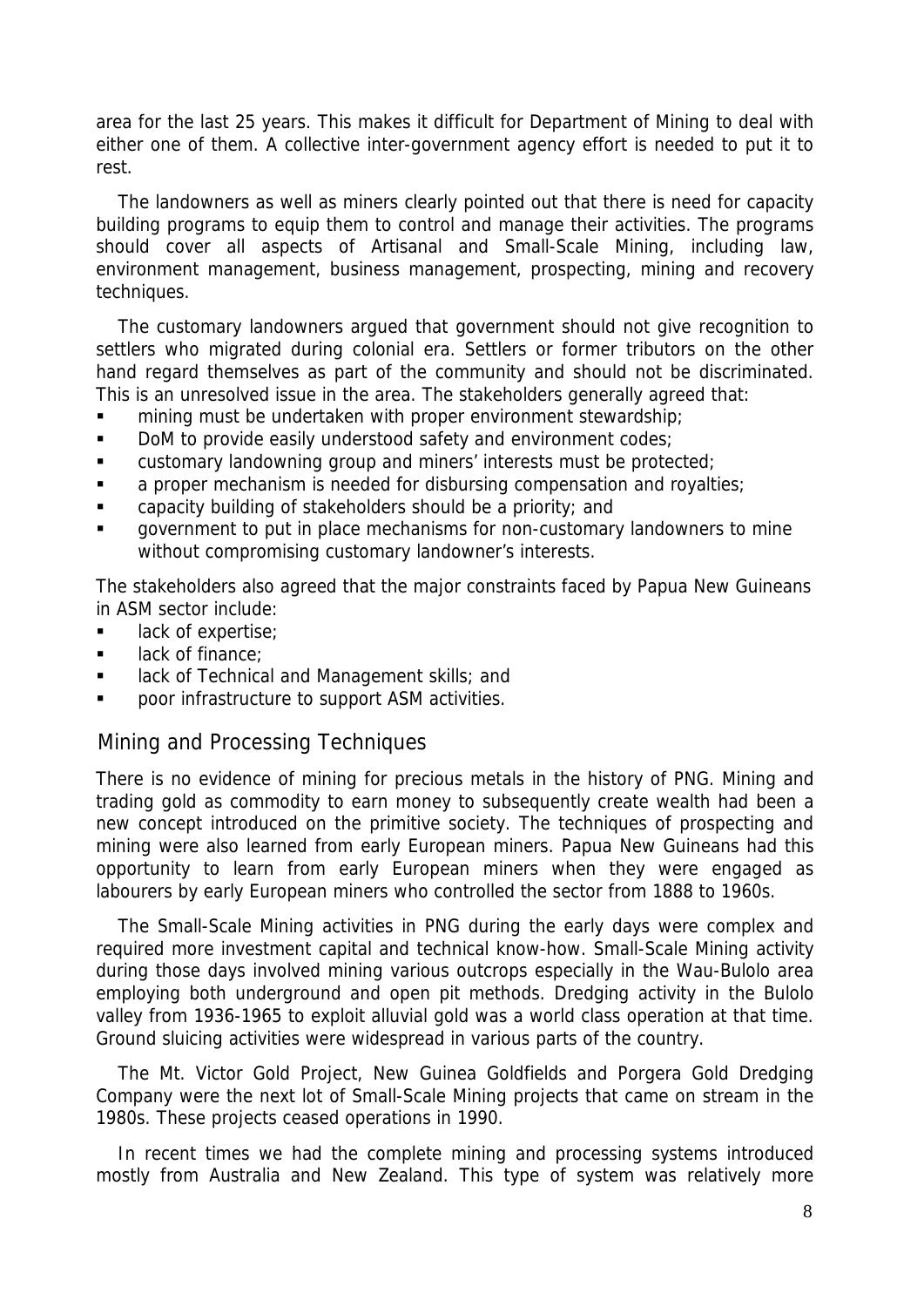area for the last 25 years. This makes it difficult for Department of Mining to deal with either one of them. A collective inter-government agency effort is needed to put it to rest.

The landowners as well as miners clearly pointed out that there is need for capacity building programs to equip them to control and manage their activities. The programs should cover all aspects of Artisanal and Small-Scale Mining, including law, environment management, business management, prospecting, mining and recovery techniques.

The customary landowners argued that government should not give recognition to settlers who migrated during colonial era. Settlers or former tributors on the other hand regard themselves as part of the community and should not be discriminated. This is an unresolved issue in the area. The stakeholders generally agreed that:

- mining must be undertaken with proper environment stewardship;
- DoM to provide easily understood safety and environment codes;
- customary landowning group and miners' interests must be protected;
- a proper mechanism is needed for disbursing compensation and royalties;
- capacity building of stakeholders should be a priority; and
- government to put in place mechanisms for non-customary landowners to mine without compromising customary landowner's interests.

The stakeholders also agreed that the major constraints faced by Papua New Guineans in ASM sector include:

- lack of expertise;
- lack of finance;
- lack of Technical and Management skills; and
- poor infrastructure to support ASM activities.

## Mining and Processing Techniques

There is no evidence of mining for precious metals in the history of PNG. Mining and trading gold as commodity to earn money to subsequently create wealth had been a new concept introduced on the primitive society. The techniques of prospecting and mining were also learned from early European miners. Papua New Guineans had this opportunity to learn from early European miners when they were engaged as labourers by early European miners who controlled the sector from 1888 to 1960s.

The Small-Scale Mining activities in PNG during the early days were complex and required more investment capital and technical know-how. Small-Scale Mining activity during those days involved mining various outcrops especially in the Wau-Bulolo area employing both underground and open pit methods. Dredging activity in the Bulolo valley from 1936-1965 to exploit alluvial gold was a world class operation at that time. Ground sluicing activities were widespread in various parts of the country.

The Mt. Victor Gold Project, New Guinea Goldfields and Porgera Gold Dredging Company were the next lot of Small-Scale Mining projects that came on stream in the 1980s. These projects ceased operations in 1990.

In recent times we had the complete mining and processing systems introduced mostly from Australia and New Zealand. This type of system was relatively more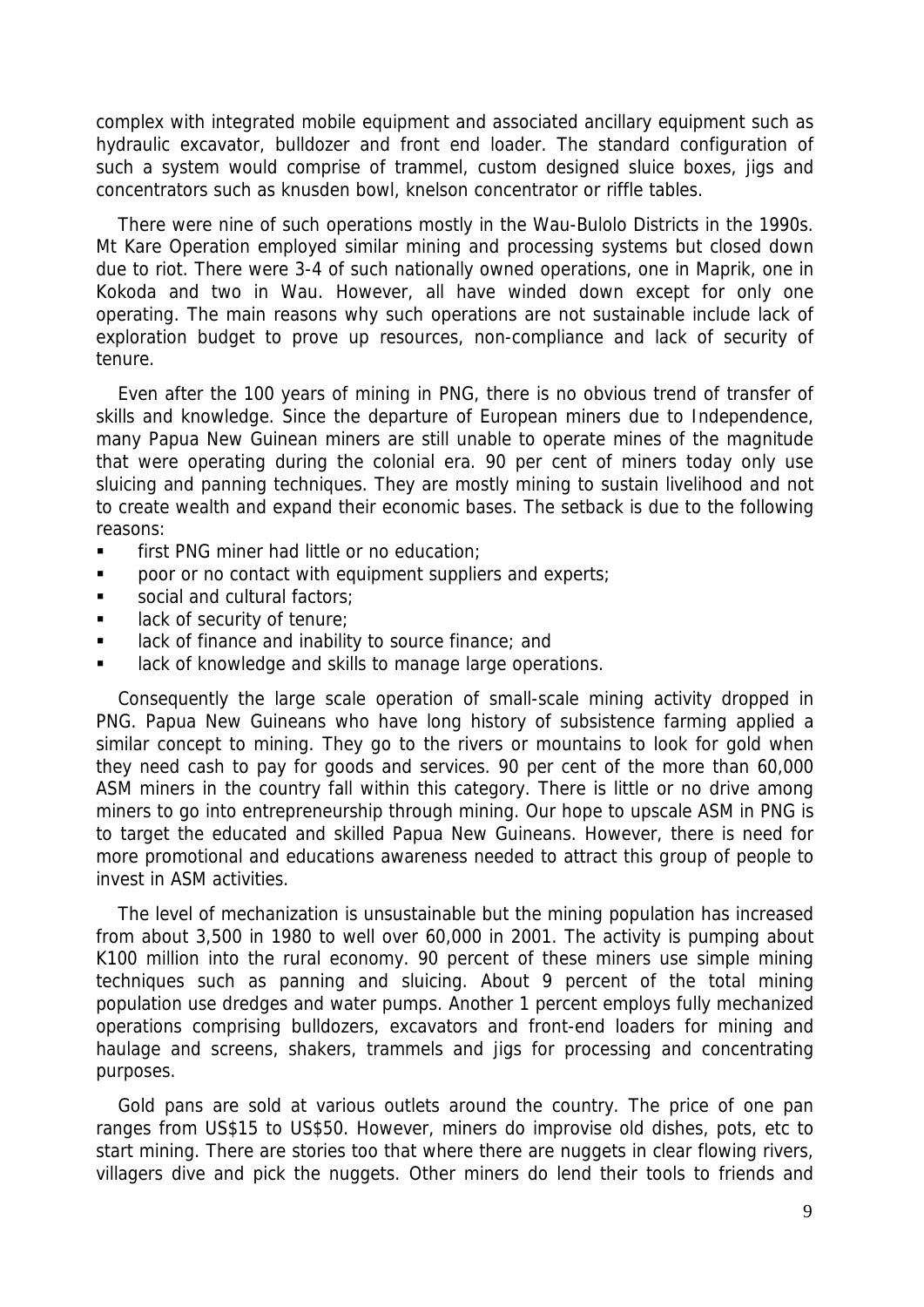complex with integrated mobile equipment and associated ancillary equipment such as hydraulic excavator, bulldozer and front end loader. The standard configuration of such a system would comprise of trammel, custom designed sluice boxes, jigs and concentrators such as knusden bowl, knelson concentrator or riffle tables.

There were nine of such operations mostly in the Wau-Bulolo Districts in the 1990s. Mt Kare Operation employed similar mining and processing systems but closed down due to riot. There were 3-4 of such nationally owned operations, one in Maprik, one in Kokoda and two in Wau. However, all have winded down except for only one operating. The main reasons why such operations are not sustainable include lack of exploration budget to prove up resources, non-compliance and lack of security of tenure.

Even after the 100 years of mining in PNG, there is no obvious trend of transfer of skills and knowledge. Since the departure of European miners due to Independence, many Papua New Guinean miners are still unable to operate mines of the magnitude that were operating during the colonial era. 90 per cent of miners today only use sluicing and panning techniques. They are mostly mining to sustain livelihood and not to create wealth and expand their economic bases. The setback is due to the following reasons:

- first PNG miner had little or no education;
- poor or no contact with equipment suppliers and experts;
- social and cultural factors;
- lack of security of tenure;
- lack of finance and inability to source finance; and
- lack of knowledge and skills to manage large operations.

Consequently the large scale operation of small-scale mining activity dropped in PNG. Papua New Guineans who have long history of subsistence farming applied a similar concept to mining. They go to the rivers or mountains to look for gold when they need cash to pay for goods and services. 90 per cent of the more than 60,000 ASM miners in the country fall within this category. There is little or no drive among miners to go into entrepreneurship through mining. Our hope to upscale ASM in PNG is to target the educated and skilled Papua New Guineans. However, there is need for more promotional and educations awareness needed to attract this group of people to invest in ASM activities.

The level of mechanization is unsustainable but the mining population has increased from about 3,500 in 1980 to well over 60,000 in 2001. The activity is pumping about K100 million into the rural economy. 90 percent of these miners use simple mining techniques such as panning and sluicing. About 9 percent of the total mining population use dredges and water pumps. Another 1 percent employs fully mechanized operations comprising bulldozers, excavators and front-end loaders for mining and haulage and screens, shakers, trammels and jigs for processing and concentrating purposes.

Gold pans are sold at various outlets around the country. The price of one pan ranges from US$15 to US$50. However, miners do improvise old dishes, pots, etc to start mining. There are stories too that where there are nuggets in clear flowing rivers, villagers dive and pick the nuggets. Other miners do lend their tools to friends and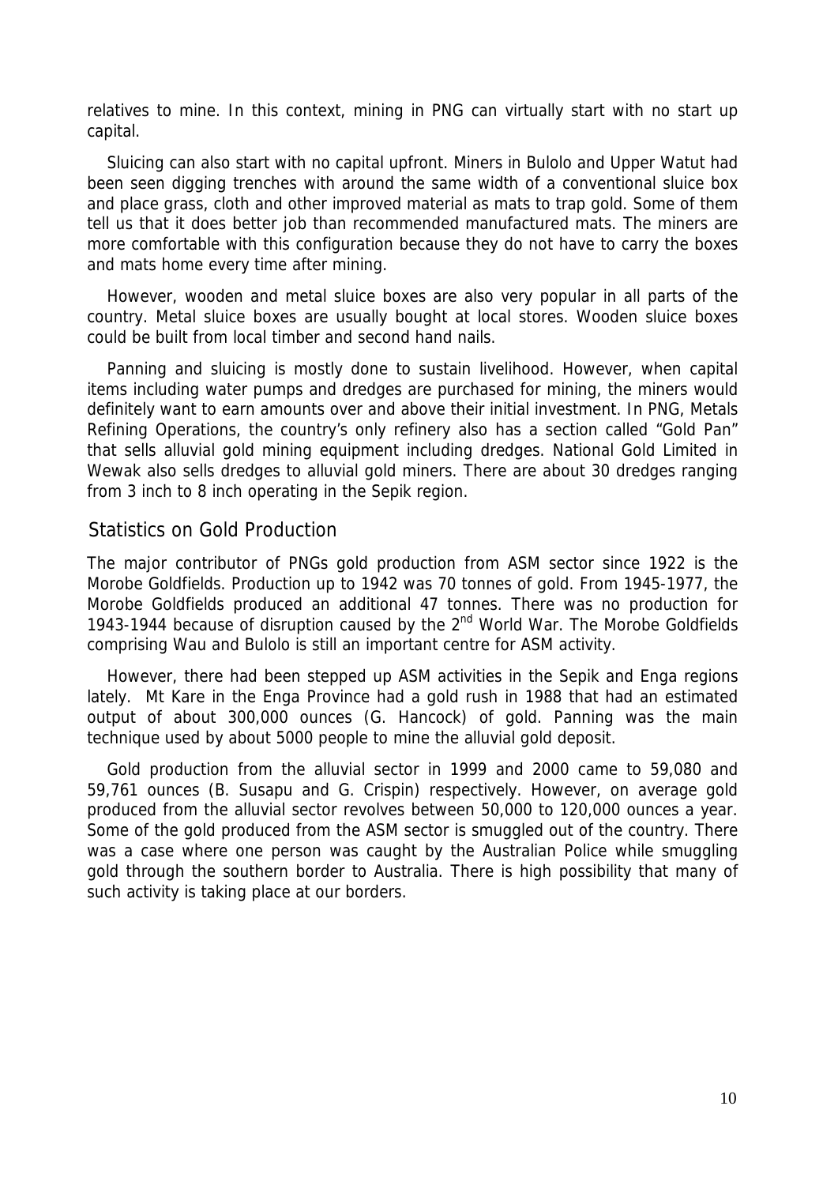relatives to mine. In this context, mining in PNG can virtually start with no start up capital.

Sluicing can also start with no capital upfront. Miners in Bulolo and Upper Watut had been seen digging trenches with around the same width of a conventional sluice box and place grass, cloth and other improved material as mats to trap gold. Some of them tell us that it does better job than recommended manufactured mats. The miners are more comfortable with this configuration because they do not have to carry the boxes and mats home every time after mining.

However, wooden and metal sluice boxes are also very popular in all parts of the country. Metal sluice boxes are usually bought at local stores. Wooden sluice boxes could be built from local timber and second hand nails.

Panning and sluicing is mostly done to sustain livelihood. However, when capital items including water pumps and dredges are purchased for mining, the miners would definitely want to earn amounts over and above their initial investment. In PNG, Metals Refining Operations, the country's only refinery also has a section called "Gold Pan" that sells alluvial gold mining equipment including dredges. National Gold Limited in Wewak also sells dredges to alluvial gold miners. There are about 30 dredges ranging from 3 inch to 8 inch operating in the Sepik region.

## Statistics on Gold Production

The major contributor of PNGs gold production from ASM sector since 1922 is the Morobe Goldfields. Production up to 1942 was 70 tonnes of gold. From 1945-1977, the Morobe Goldfields produced an additional 47 tonnes. There was no production for 1943-1944 because of disruption caused by the 2nd World War. The Morobe Goldfields comprising Wau and Bulolo is still an important centre for ASM activity.

However, there had been stepped up ASM activities in the Sepik and Enga regions lately. Mt Kare in the Enga Province had a gold rush in 1988 that had an estimated output of about 300,000 ounces (G. Hancock) of gold. Panning was the main technique used by about 5000 people to mine the alluvial gold deposit.

Gold production from the alluvial sector in 1999 and 2000 came to 59,080 and 59,761 ounces (B. Susapu and G. Crispin) respectively. However, on average gold produced from the alluvial sector revolves between 50,000 to 120,000 ounces a year. Some of the gold produced from the ASM sector is smuggled out of the country. There was a case where one person was caught by the Australian Police while smuggling gold through the southern border to Australia. There is high possibility that many of such activity is taking place at our borders.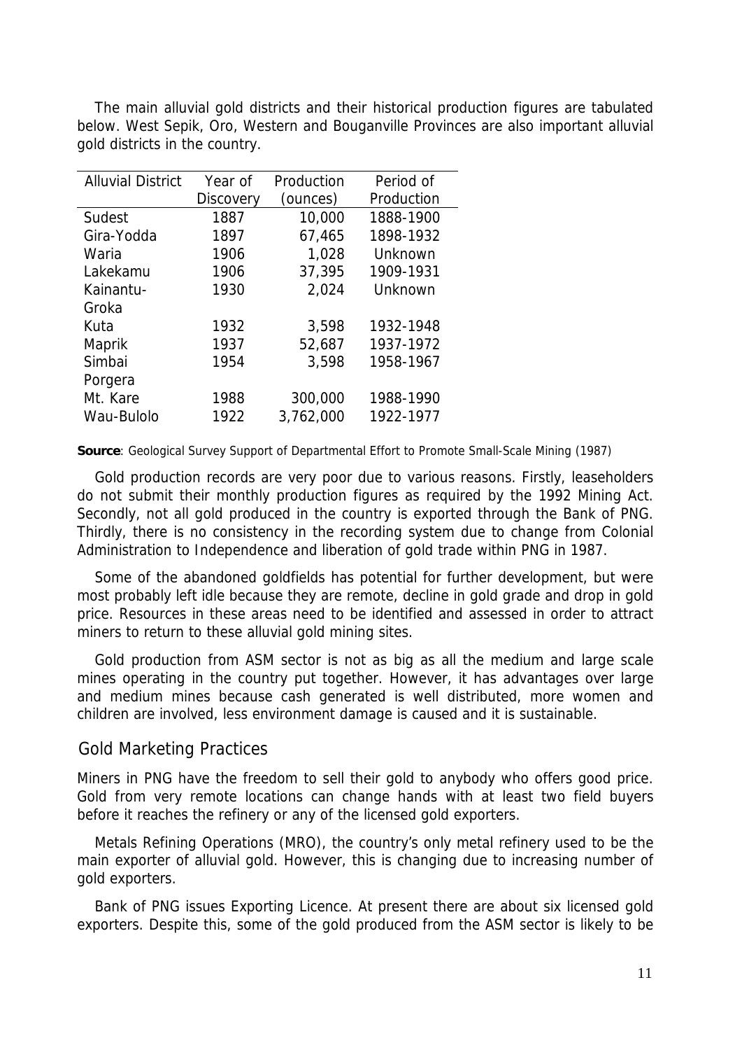The main alluvial gold districts and their historical production figures are tabulated below. West Sepik, Oro, Western and Bouganville Provinces are also important alluvial gold districts in the country.

| Alluvial District | Year of Discovery | Production (ounces) | Period of Production |
|---|---|---|---|
| Sudest | 1887 | 10,000 | 1888-1900 |
| Gira-Yodda | 1897 | 67,465 | 1898-1932 |
| Waria | 1906 | 1,028 | Unknown |
| Lakekamu | 1906 | 37,395 | 1909-1931 |
| Kainantu-Groka | 1930 | 2,024 | Unknown |
| Kuta | 1932 | 3,598 | 1932-1948 |
| Maprik | 1937 | 52,687 | 1937-1972 |
| Simbai | 1954 | 3,598 | 1958-1967 |
| Porgera Mt. Kare | 1988 | 300,000 | 1988-1990 |
| Wau-Bulolo | 1922 | 3,762,000 | 1922-1977 |

**Source**: Geological Survey Support of Departmental Effort to Promote Small-Scale Mining (1987)

Gold production records are very poor due to various reasons. Firstly, leaseholders do not submit their monthly production figures as required by the 1992 Mining Act. Secondly, not all gold produced in the country is exported through the Bank of PNG. Thirdly, there is no consistency in the recording system due to change from Colonial Administration to Independence and liberation of gold trade within PNG in 1987.

Some of the abandoned goldfields has potential for further development, but were most probably left idle because they are remote, decline in gold grade and drop in gold price. Resources in these areas need to be identified and assessed in order to attract miners to return to these alluvial gold mining sites.

Gold production from ASM sector is not as big as all the medium and large scale mines operating in the country put together. However, it has advantages over large and medium mines because cash generated is well distributed, more women and children are involved, less environment damage is caused and it is sustainable.

## Gold Marketing Practices

Miners in PNG have the freedom to sell their gold to anybody who offers good price. Gold from very remote locations can change hands with at least two field buyers before it reaches the refinery or any of the licensed gold exporters.

Metals Refining Operations (MRO), the country's only metal refinery used to be the main exporter of alluvial gold. However, this is changing due to increasing number of gold exporters.

Bank of PNG issues Exporting Licence. At present there are about six licensed gold exporters. Despite this, some of the gold produced from the ASM sector is likely to be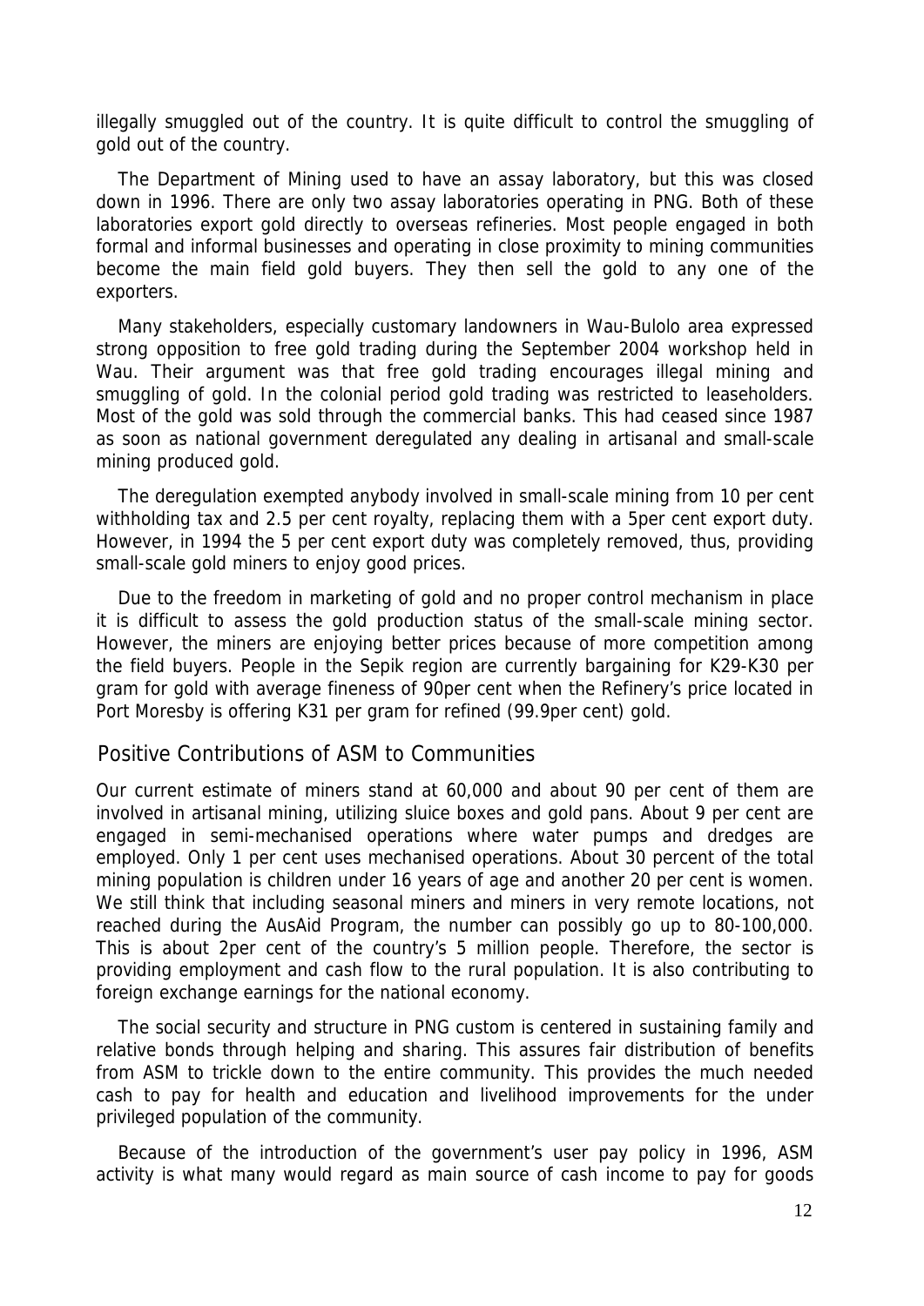illegally smuggled out of the country. It is quite difficult to control the smuggling of gold out of the country.

The Department of Mining used to have an assay laboratory, but this was closed down in 1996. There are only two assay laboratories operating in PNG. Both of these laboratories export gold directly to overseas refineries. Most people engaged in both formal and informal businesses and operating in close proximity to mining communities become the main field gold buyers. They then sell the gold to any one of the exporters.

Many stakeholders, especially customary landowners in Wau-Bulolo area expressed strong opposition to free gold trading during the September 2004 workshop held in Wau. Their argument was that free gold trading encourages illegal mining and smuggling of gold. In the colonial period gold trading was restricted to leaseholders. Most of the gold was sold through the commercial banks. This had ceased since 1987 as soon as national government deregulated any dealing in artisanal and small-scale mining produced gold.

The deregulation exempted anybody involved in small-scale mining from 10 per cent withholding tax and 2.5 per cent royalty, replacing them with a 5per cent export duty. However, in 1994 the 5 per cent export duty was completely removed, thus, providing small-scale gold miners to enjoy good prices.

Due to the freedom in marketing of gold and no proper control mechanism in place it is difficult to assess the gold production status of the small-scale mining sector. However, the miners are enjoying better prices because of more competition among the field buyers. People in the Sepik region are currently bargaining for K29-K30 per gram for gold with average fineness of 90per cent when the Refinery's price located in Port Moresby is offering K31 per gram for refined (99.9per cent) gold.

## Positive Contributions of ASM to Communities

Our current estimate of miners stand at 60,000 and about 90 per cent of them are involved in artisanal mining, utilizing sluice boxes and gold pans. About 9 per cent are engaged in semi-mechanised operations where water pumps and dredges are employed. Only 1 per cent uses mechanised operations. About 30 percent of the total mining population is children under 16 years of age and another 20 per cent is women. We still think that including seasonal miners and miners in very remote locations, not reached during the AusAid Program, the number can possibly go up to 80-100,000. This is about 2per cent of the country's 5 million people. Therefore, the sector is providing employment and cash flow to the rural population. It is also contributing to foreign exchange earnings for the national economy.

The social security and structure in PNG custom is centered in sustaining family and relative bonds through helping and sharing. This assures fair distribution of benefits from ASM to trickle down to the entire community. This provides the much needed cash to pay for health and education and livelihood improvements for the under privileged population of the community.

Because of the introduction of the government's user pay policy in 1996, ASM activity is what many would regard as main source of cash income to pay for goods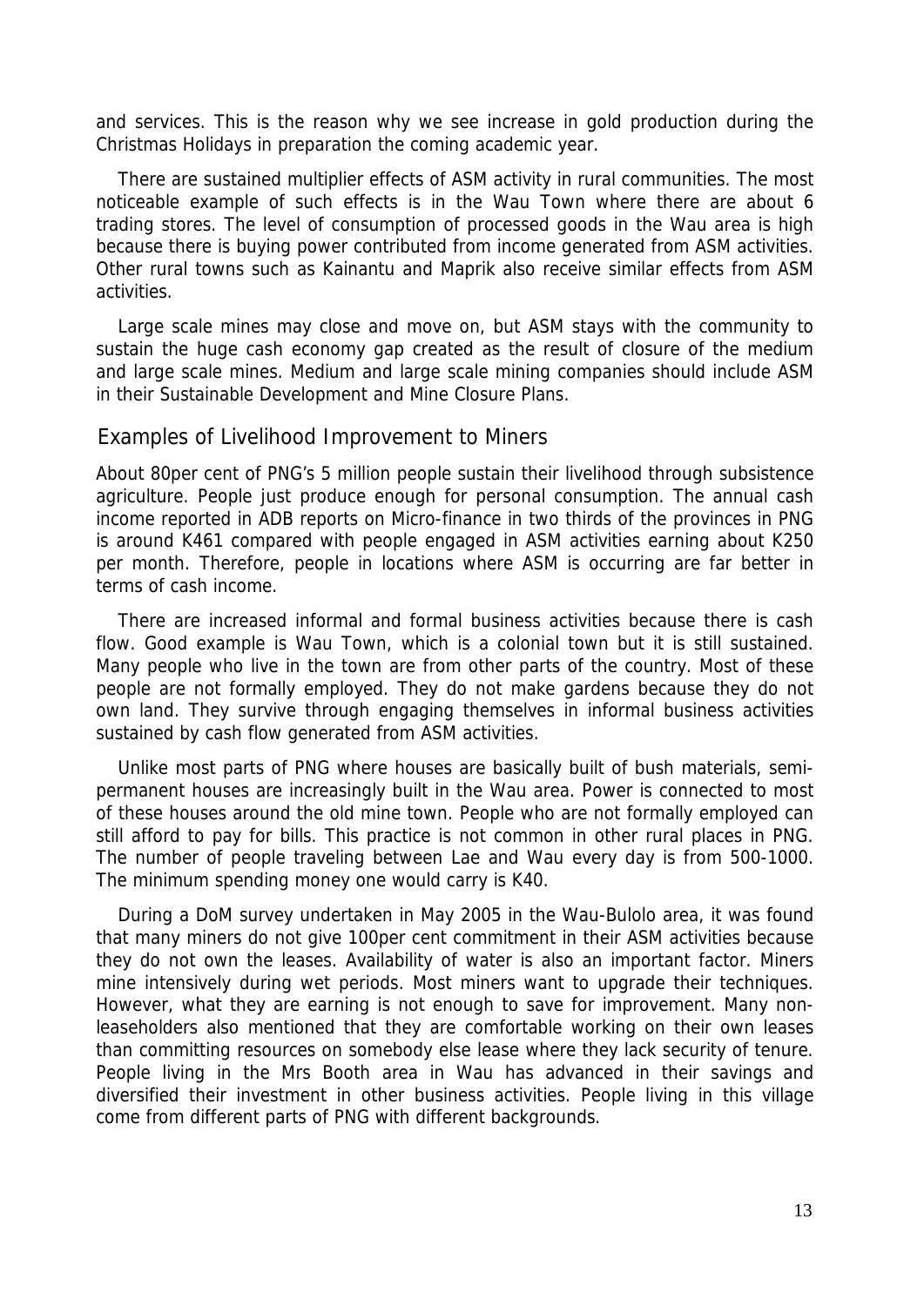and services. This is the reason why we see increase in gold production during the Christmas Holidays in preparation the coming academic year.

There are sustained multiplier effects of ASM activity in rural communities. The most noticeable example of such effects is in the Wau Town where there are about 6 trading stores. The level of consumption of processed goods in the Wau area is high because there is buying power contributed from income generated from ASM activities. Other rural towns such as Kainantu and Maprik also receive similar effects from ASM activities.

Large scale mines may close and move on, but ASM stays with the community to sustain the huge cash economy gap created as the result of closure of the medium and large scale mines. Medium and large scale mining companies should include ASM in their Sustainable Development and Mine Closure Plans.

## Examples of Livelihood Improvement to Miners

About 80per cent of PNG's 5 million people sustain their livelihood through subsistence agriculture. People just produce enough for personal consumption. The annual cash income reported in ADB reports on Micro-finance in two thirds of the provinces in PNG is around K461 compared with people engaged in ASM activities earning about K250 per month. Therefore, people in locations where ASM is occurring are far better in terms of cash income.

There are increased informal and formal business activities because there is cash flow. Good example is Wau Town, which is a colonial town but it is still sustained. Many people who live in the town are from other parts of the country. Most of these people are not formally employed. They do not make gardens because they do not own land. They survive through engaging themselves in informal business activities sustained by cash flow generated from ASM activities.

Unlike most parts of PNG where houses are basically built of bush materials, semi-permanent houses are increasingly built in the Wau area. Power is connected to most of these houses around the old mine town. People who are not formally employed can still afford to pay for bills. This practice is not common in other rural places in PNG. The number of people traveling between Lae and Wau every day is from 500-1000. The minimum spending money one would carry is K40.

During a DoM survey undertaken in May 2005 in the Wau-Bulolo area, it was found that many miners do not give 100per cent commitment in their ASM activities because they do not own the leases. Availability of water is also an important factor. Miners mine intensively during wet periods. Most miners want to upgrade their techniques. However, what they are earning is not enough to save for improvement. Many non-leaseholders also mentioned that they are comfortable working on their own leases than committing resources on somebody else lease where they lack security of tenure. People living in the Mrs Booth area in Wau has advanced in their savings and diversified their investment in other business activities. People living in this village come from different parts of PNG with different backgrounds.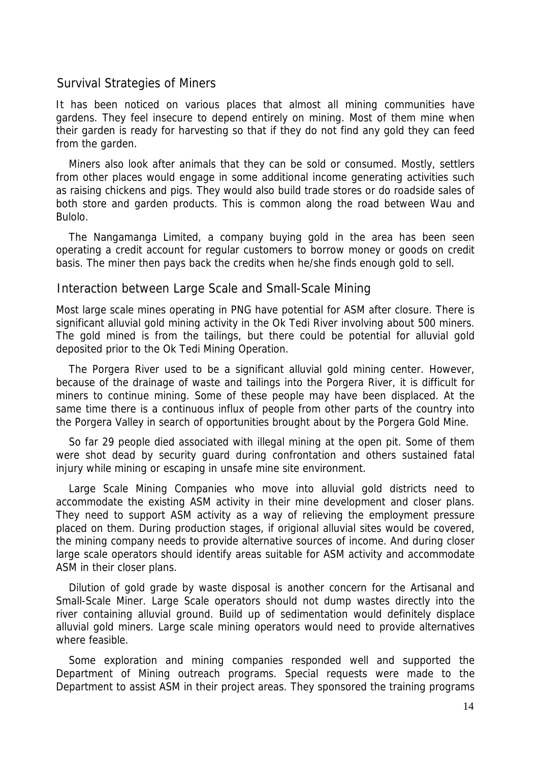## Survival Strategies of Miners

It has been noticed on various places that almost all mining communities have gardens. They feel insecure to depend entirely on mining. Most of them mine when their garden is ready for harvesting so that if they do not find any gold they can feed from the garden.

Miners also look after animals that they can be sold or consumed. Mostly, settlers from other places would engage in some additional income generating activities such as raising chickens and pigs. They would also build trade stores or do roadside sales of both store and garden products. This is common along the road between Wau and Bulolo.

The Nangamanga Limited, a company buying gold in the area has been seen operating a credit account for regular customers to borrow money or goods on credit basis. The miner then pays back the credits when he/she finds enough gold to sell.

## Interaction between Large Scale and Small-Scale Mining

Most large scale mines operating in PNG have potential for ASM after closure. There is significant alluvial gold mining activity in the Ok Tedi River involving about 500 miners. The gold mined is from the tailings, but there could be potential for alluvial gold deposited prior to the Ok Tedi Mining Operation.

The Porgera River used to be a significant alluvial gold mining center. However, because of the drainage of waste and tailings into the Porgera River, it is difficult for miners to continue mining. Some of these people may have been displaced. At the same time there is a continuous influx of people from other parts of the country into the Porgera Valley in search of opportunities brought about by the Porgera Gold Mine.

So far 29 people died associated with illegal mining at the open pit. Some of them were shot dead by security guard during confrontation and others sustained fatal injury while mining or escaping in unsafe mine site environment.

Large Scale Mining Companies who move into alluvial gold districts need to accommodate the existing ASM activity in their mine development and closer plans. They need to support ASM activity as a way of relieving the employment pressure placed on them. During production stages, if origional alluvial sites would be covered, the mining company needs to provide alternative sources of income. And during closer large scale operators should identify areas suitable for ASM activity and accommodate ASM in their closer plans.

Dilution of gold grade by waste disposal is another concern for the Artisanal and Small-Scale Miner. Large Scale operators should not dump wastes directly into the river containing alluvial ground. Build up of sedimentation would definitely displace alluvial gold miners. Large scale mining operators would need to provide alternatives where feasible.

Some exploration and mining companies responded well and supported the Department of Mining outreach programs. Special requests were made to the Department to assist ASM in their project areas. They sponsored the training programs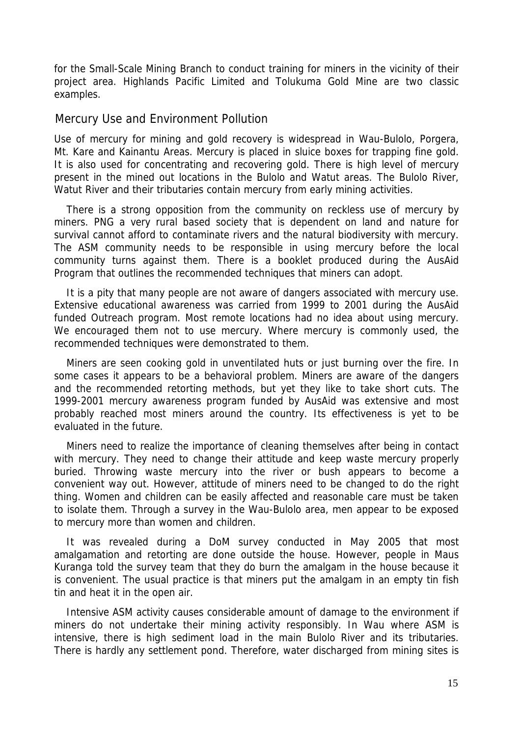for the Small-Scale Mining Branch to conduct training for miners in the vicinity of their project area. Highlands Pacific Limited and Tolukuma Gold Mine are two classic examples.

## Mercury Use and Environment Pollution

Use of mercury for mining and gold recovery is widespread in Wau-Bulolo, Porgera, Mt. Kare and Kainantu Areas. Mercury is placed in sluice boxes for trapping fine gold. It is also used for concentrating and recovering gold. There is high level of mercury present in the mined out locations in the Bulolo and Watut areas. The Bulolo River, Watut River and their tributaries contain mercury from early mining activities.

There is a strong opposition from the community on reckless use of mercury by miners. PNG a very rural based society that is dependent on land and nature for survival cannot afford to contaminate rivers and the natural biodiversity with mercury. The ASM community needs to be responsible in using mercury before the local community turns against them. There is a booklet produced during the AusAid Program that outlines the recommended techniques that miners can adopt.

It is a pity that many people are not aware of dangers associated with mercury use. Extensive educational awareness was carried from 1999 to 2001 during the AusAid funded Outreach program. Most remote locations had no idea about using mercury. We encouraged them not to use mercury. Where mercury is commonly used, the recommended techniques were demonstrated to them.

Miners are seen cooking gold in unventilated huts or just burning over the fire. In some cases it appears to be a behavioral problem. Miners are aware of the dangers and the recommended retorting methods, but yet they like to take short cuts. The 1999-2001 mercury awareness program funded by AusAid was extensive and most probably reached most miners around the country. Its effectiveness is yet to be evaluated in the future.

Miners need to realize the importance of cleaning themselves after being in contact with mercury. They need to change their attitude and keep waste mercury properly buried. Throwing waste mercury into the river or bush appears to become a convenient way out. However, attitude of miners need to be changed to do the right thing. Women and children can be easily affected and reasonable care must be taken to isolate them. Through a survey in the Wau-Bulolo area, men appear to be exposed to mercury more than women and children.

It was revealed during a DoM survey conducted in May 2005 that most amalgamation and retorting are done outside the house. However, people in Maus Kuranga told the survey team that they do burn the amalgam in the house because it is convenient. The usual practice is that miners put the amalgam in an empty tin fish tin and heat it in the open air.

Intensive ASM activity causes considerable amount of damage to the environment if miners do not undertake their mining activity responsibly. In Wau where ASM is intensive, there is high sediment load in the main Bulolo River and its tributaries. There is hardly any settlement pond. Therefore, water discharged from mining sites is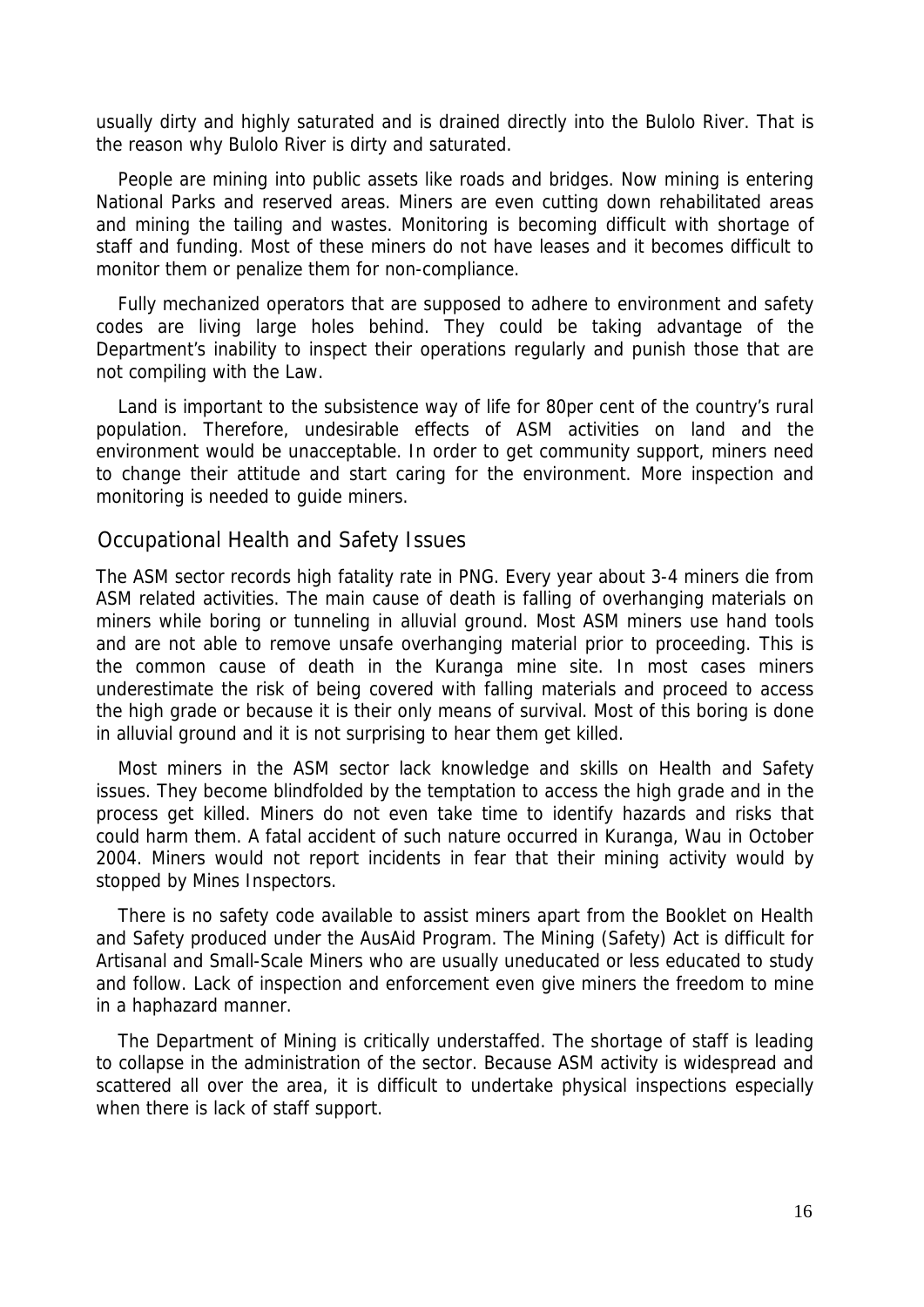usually dirty and highly saturated and is drained directly into the Bulolo River. That is the reason why Bulolo River is dirty and saturated.

People are mining into public assets like roads and bridges. Now mining is entering National Parks and reserved areas. Miners are even cutting down rehabilitated areas and mining the tailing and wastes. Monitoring is becoming difficult with shortage of staff and funding. Most of these miners do not have leases and it becomes difficult to monitor them or penalize them for non-compliance.

Fully mechanized operators that are supposed to adhere to environment and safety codes are living large holes behind. They could be taking advantage of the Department's inability to inspect their operations regularly and punish those that are not compiling with the Law.

Land is important to the subsistence way of life for 80per cent of the country's rural population. Therefore, undesirable effects of ASM activities on land and the environment would be unacceptable. In order to get community support, miners need to change their attitude and start caring for the environment. More inspection and monitoring is needed to guide miners.

## Occupational Health and Safety Issues

The ASM sector records high fatality rate in PNG. Every year about 3-4 miners die from ASM related activities. The main cause of death is falling of overhanging materials on miners while boring or tunneling in alluvial ground. Most ASM miners use hand tools and are not able to remove unsafe overhanging material prior to proceeding. This is the common cause of death in the Kuranga mine site. In most cases miners underestimate the risk of being covered with falling materials and proceed to access the high grade or because it is their only means of survival. Most of this boring is done in alluvial ground and it is not surprising to hear them get killed.

Most miners in the ASM sector lack knowledge and skills on Health and Safety issues. They become blindfolded by the temptation to access the high grade and in the process get killed. Miners do not even take time to identify hazards and risks that could harm them. A fatal accident of such nature occurred in Kuranga, Wau in October 2004. Miners would not report incidents in fear that their mining activity would by stopped by Mines Inspectors.

There is no safety code available to assist miners apart from the Booklet on Health and Safety produced under the AusAid Program. The Mining (Safety) Act is difficult for Artisanal and Small-Scale Miners who are usually uneducated or less educated to study and follow. Lack of inspection and enforcement even give miners the freedom to mine in a haphazard manner.

The Department of Mining is critically understaffed. The shortage of staff is leading to collapse in the administration of the sector. Because ASM activity is widespread and scattered all over the area, it is difficult to undertake physical inspections especially when there is lack of staff support.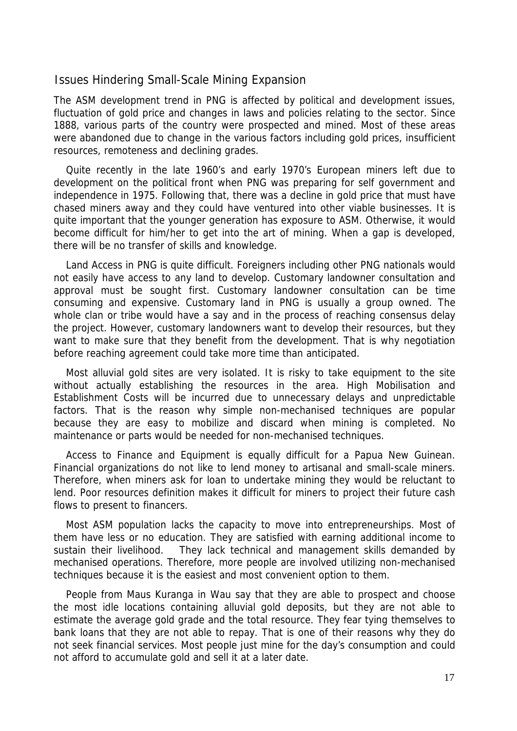## Issues Hindering Small-Scale Mining Expansion

The ASM development trend in PNG is affected by political and development issues, fluctuation of gold price and changes in laws and policies relating to the sector. Since 1888, various parts of the country were prospected and mined. Most of these areas were abandoned due to change in the various factors including gold prices, insufficient resources, remoteness and declining grades.

Quite recently in the late 1960's and early 1970's European miners left due to development on the political front when PNG was preparing for self government and independence in 1975. Following that, there was a decline in gold price that must have chased miners away and they could have ventured into other viable businesses. It is quite important that the younger generation has exposure to ASM. Otherwise, it would become difficult for him/her to get into the art of mining. When a gap is developed, there will be no transfer of skills and knowledge.

Land Access in PNG is quite difficult. Foreigners including other PNG nationals would not easily have access to any land to develop. Customary landowner consultation and approval must be sought first. Customary landowner consultation can be time consuming and expensive. Customary land in PNG is usually a group owned. The whole clan or tribe would have a say and in the process of reaching consensus delay the project. However, customary landowners want to develop their resources, but they want to make sure that they benefit from the development. That is why negotiation before reaching agreement could take more time than anticipated.

Most alluvial gold sites are very isolated. It is risky to take equipment to the site without actually establishing the resources in the area. High Mobilisation and Establishment Costs will be incurred due to unnecessary delays and unpredictable factors. That is the reason why simple non-mechanised techniques are popular because they are easy to mobilize and discard when mining is completed. No maintenance or parts would be needed for non-mechanised techniques.

Access to Finance and Equipment is equally difficult for a Papua New Guinean. Financial organizations do not like to lend money to artisanal and small-scale miners. Therefore, when miners ask for loan to undertake mining they would be reluctant to lend. Poor resources definition makes it difficult for miners to project their future cash flows to present to financers.

Most ASM population lacks the capacity to move into entrepreneurships. Most of them have less or no education. They are satisfied with earning additional income to sustain their livelihood. They lack technical and management skills demanded by mechanised operations. Therefore, more people are involved utilizing non-mechanised techniques because it is the easiest and most convenient option to them.

People from Maus Kuranga in Wau say that they are able to prospect and choose the most idle locations containing alluvial gold deposits, but they are not able to estimate the average gold grade and the total resource. They fear tying themselves to bank loans that they are not able to repay. That is one of their reasons why they do not seek financial services. Most people just mine for the day's consumption and could not afford to accumulate gold and sell it at a later date.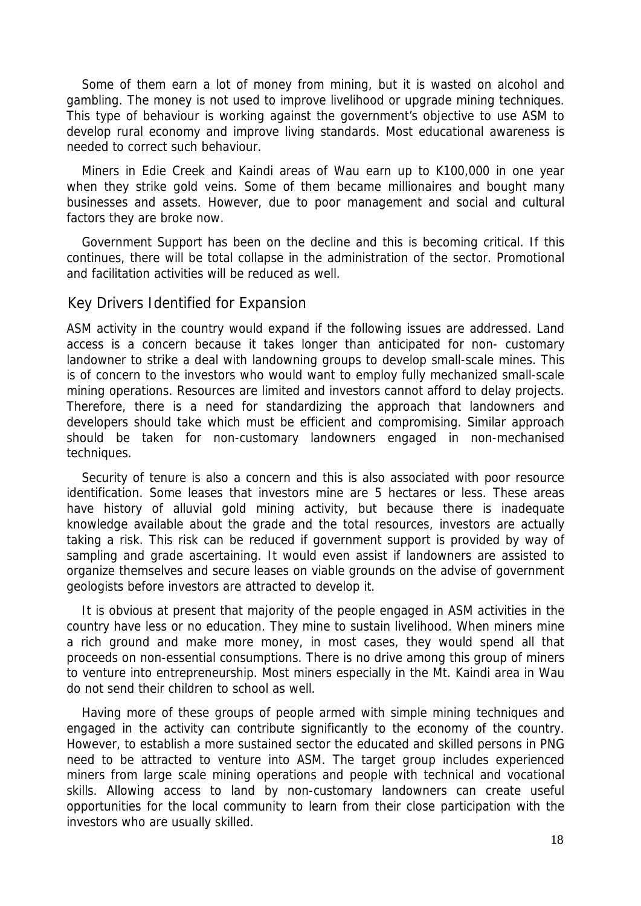Some of them earn a lot of money from mining, but it is wasted on alcohol and gambling. The money is not used to improve livelihood or upgrade mining techniques. This type of behaviour is working against the government's objective to use ASM to develop rural economy and improve living standards. Most educational awareness is needed to correct such behaviour.

Miners in Edie Creek and Kaindi areas of Wau earn up to K100,000 in one year when they strike gold veins. Some of them became millionaires and bought many businesses and assets. However, due to poor management and social and cultural factors they are broke now.

Government Support has been on the decline and this is becoming critical. If this continues, there will be total collapse in the administration of the sector. Promotional and facilitation activities will be reduced as well.

## Key Drivers Identified for Expansion

ASM activity in the country would expand if the following issues are addressed. Land access is a concern because it takes longer than anticipated for non- customary landowner to strike a deal with landowning groups to develop small-scale mines. This is of concern to the investors who would want to employ fully mechanized small-scale mining operations. Resources are limited and investors cannot afford to delay projects. Therefore, there is a need for standardizing the approach that landowners and developers should take which must be efficient and compromising. Similar approach should be taken for non-customary landowners engaged in non-mechanised techniques.

Security of tenure is also a concern and this is also associated with poor resource identification. Some leases that investors mine are 5 hectares or less. These areas have history of alluvial gold mining activity, but because there is inadequate knowledge available about the grade and the total resources, investors are actually taking a risk. This risk can be reduced if government support is provided by way of sampling and grade ascertaining. It would even assist if landowners are assisted to organize themselves and secure leases on viable grounds on the advise of government geologists before investors are attracted to develop it.

It is obvious at present that majority of the people engaged in ASM activities in the country have less or no education. They mine to sustain livelihood. When miners mine a rich ground and make more money, in most cases, they would spend all that proceeds on non-essential consumptions. There is no drive among this group of miners to venture into entrepreneurship. Most miners especially in the Mt. Kaindi area in Wau do not send their children to school as well.

Having more of these groups of people armed with simple mining techniques and engaged in the activity can contribute significantly to the economy of the country. However, to establish a more sustained sector the educated and skilled persons in PNG need to be attracted to venture into ASM. The target group includes experienced miners from large scale mining operations and people with technical and vocational skills. Allowing access to land by non-customary landowners can create useful opportunities for the local community to learn from their close participation with the investors who are usually skilled.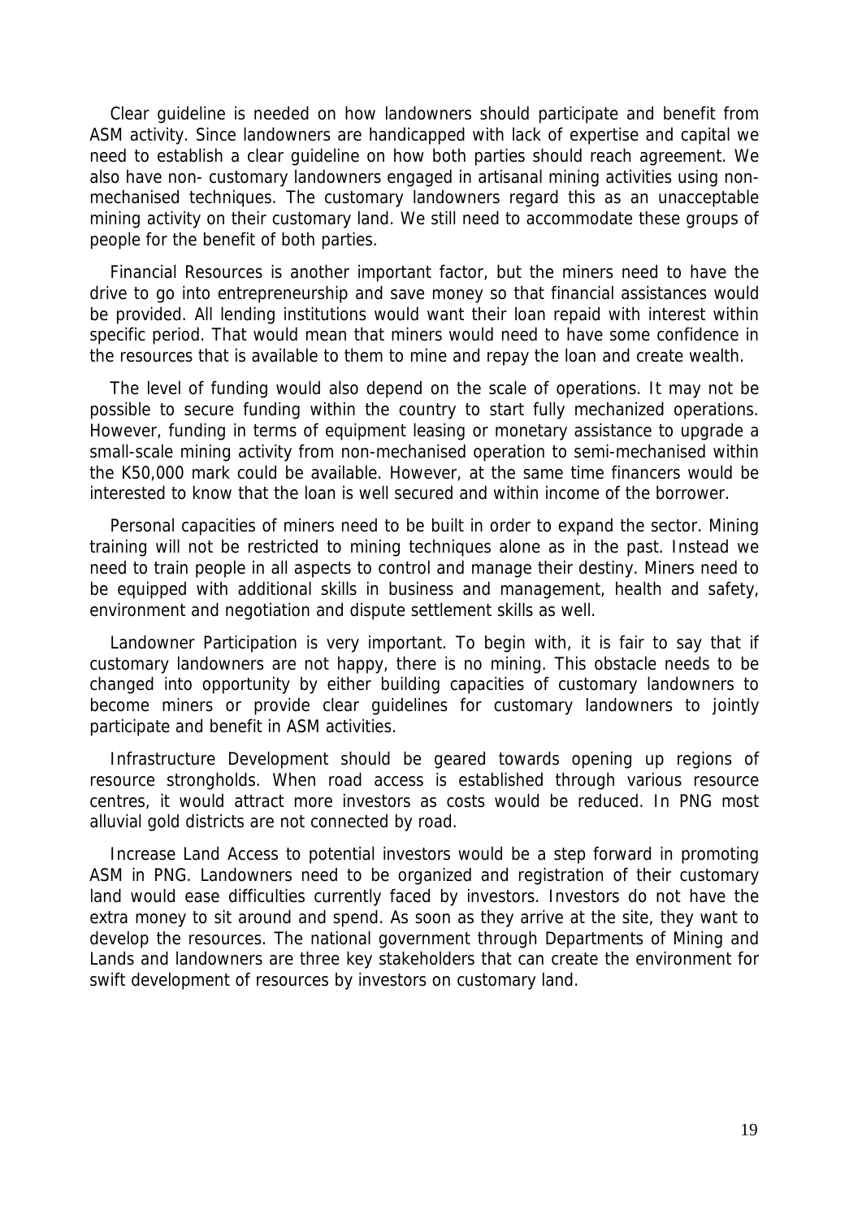Clear guideline is needed on how landowners should participate and benefit from ASM activity. Since landowners are handicapped with lack of expertise and capital we need to establish a clear guideline on how both parties should reach agreement. We also have non- customary landowners engaged in artisanal mining activities using non-mechanised techniques. The customary landowners regard this as an unacceptable mining activity on their customary land. We still need to accommodate these groups of people for the benefit of both parties.

Financial Resources is another important factor, but the miners need to have the drive to go into entrepreneurship and save money so that financial assistances would be provided. All lending institutions would want their loan repaid with interest within specific period. That would mean that miners would need to have some confidence in the resources that is available to them to mine and repay the loan and create wealth.

The level of funding would also depend on the scale of operations. It may not be possible to secure funding within the country to start fully mechanized operations. However, funding in terms of equipment leasing or monetary assistance to upgrade a small-scale mining activity from non-mechanised operation to semi-mechanised within the K50,000 mark could be available. However, at the same time financers would be interested to know that the loan is well secured and within income of the borrower.

Personal capacities of miners need to be built in order to expand the sector. Mining training will not be restricted to mining techniques alone as in the past. Instead we need to train people in all aspects to control and manage their destiny. Miners need to be equipped with additional skills in business and management, health and safety, environment and negotiation and dispute settlement skills as well.

Landowner Participation is very important. To begin with, it is fair to say that if customary landowners are not happy, there is no mining. This obstacle needs to be changed into opportunity by either building capacities of customary landowners to become miners or provide clear guidelines for customary landowners to jointly participate and benefit in ASM activities.

Infrastructure Development should be geared towards opening up regions of resource strongholds. When road access is established through various resource centres, it would attract more investors as costs would be reduced. In PNG most alluvial gold districts are not connected by road.

Increase Land Access to potential investors would be a step forward in promoting ASM in PNG. Landowners need to be organized and registration of their customary land would ease difficulties currently faced by investors. Investors do not have the extra money to sit around and spend. As soon as they arrive at the site, they want to develop the resources. The national government through Departments of Mining and Lands and landowners are three key stakeholders that can create the environment for swift development of resources by investors on customary land.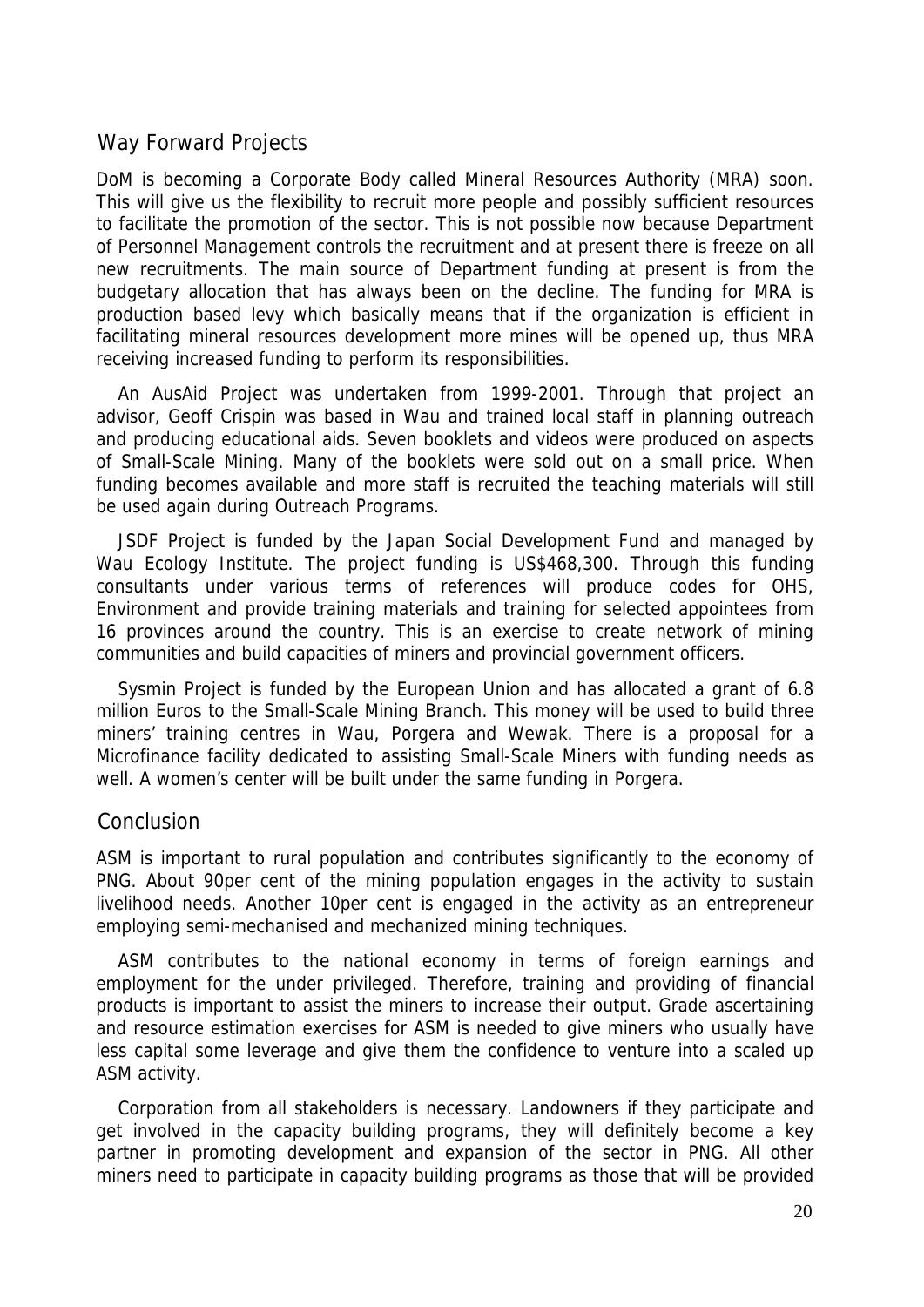## Way Forward Projects

DoM is becoming a Corporate Body called Mineral Resources Authority (MRA) soon. This will give us the flexibility to recruit more people and possibly sufficient resources to facilitate the promotion of the sector. This is not possible now because Department of Personnel Management controls the recruitment and at present there is freeze on all new recruitments. The main source of Department funding at present is from the budgetary allocation that has always been on the decline. The funding for MRA is production based levy which basically means that if the organization is efficient in facilitating mineral resources development more mines will be opened up, thus MRA receiving increased funding to perform its responsibilities.

An AusAid Project was undertaken from 1999-2001. Through that project an advisor, Geoff Crispin was based in Wau and trained local staff in planning outreach and producing educational aids. Seven booklets and videos were produced on aspects of Small-Scale Mining. Many of the booklets were sold out on a small price. When funding becomes available and more staff is recruited the teaching materials will still be used again during Outreach Programs.

JSDF Project is funded by the Japan Social Development Fund and managed by Wau Ecology Institute. The project funding is US$468,300. Through this funding consultants under various terms of references will produce codes for OHS, Environment and provide training materials and training for selected appointees from 16 provinces around the country. This is an exercise to create network of mining communities and build capacities of miners and provincial government officers.

Sysmin Project is funded by the European Union and has allocated a grant of 6.8 million Euros to the Small-Scale Mining Branch. This money will be used to build three miners' training centres in Wau, Porgera and Wewak. There is a proposal for a Microfinance facility dedicated to assisting Small-Scale Miners with funding needs as well. A women's center will be built under the same funding in Porgera.

## Conclusion

ASM is important to rural population and contributes significantly to the economy of PNG. About 90per cent of the mining population engages in the activity to sustain livelihood needs. Another 10per cent is engaged in the activity as an entrepreneur employing semi-mechanised and mechanized mining techniques.

ASM contributes to the national economy in terms of foreign earnings and employment for the under privileged. Therefore, training and providing of financial products is important to assist the miners to increase their output. Grade ascertaining and resource estimation exercises for ASM is needed to give miners who usually have less capital some leverage and give them the confidence to venture into a scaled up ASM activity.

Corporation from all stakeholders is necessary. Landowners if they participate and get involved in the capacity building programs, they will definitely become a key partner in promoting development and expansion of the sector in PNG. All other miners need to participate in capacity building programs as those that will be provided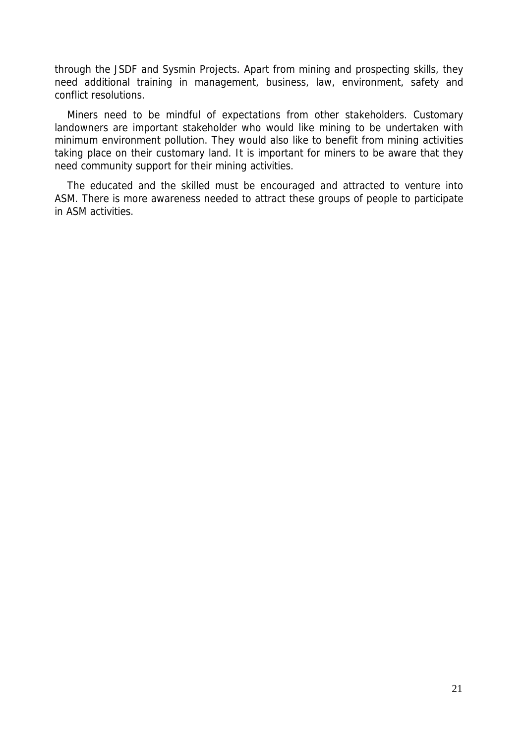through the JSDF and Sysmin Projects. Apart from mining and prospecting skills, they need additional training in management, business, law, environment, safety and conflict resolutions.

Miners need to be mindful of expectations from other stakeholders. Customary landowners are important stakeholder who would like mining to be undertaken with minimum environment pollution. They would also like to benefit from mining activities taking place on their customary land. It is important for miners to be aware that they need community support for their mining activities.

The educated and the skilled must be encouraged and attracted to venture into ASM. There is more awareness needed to attract these groups of people to participate in ASM activities.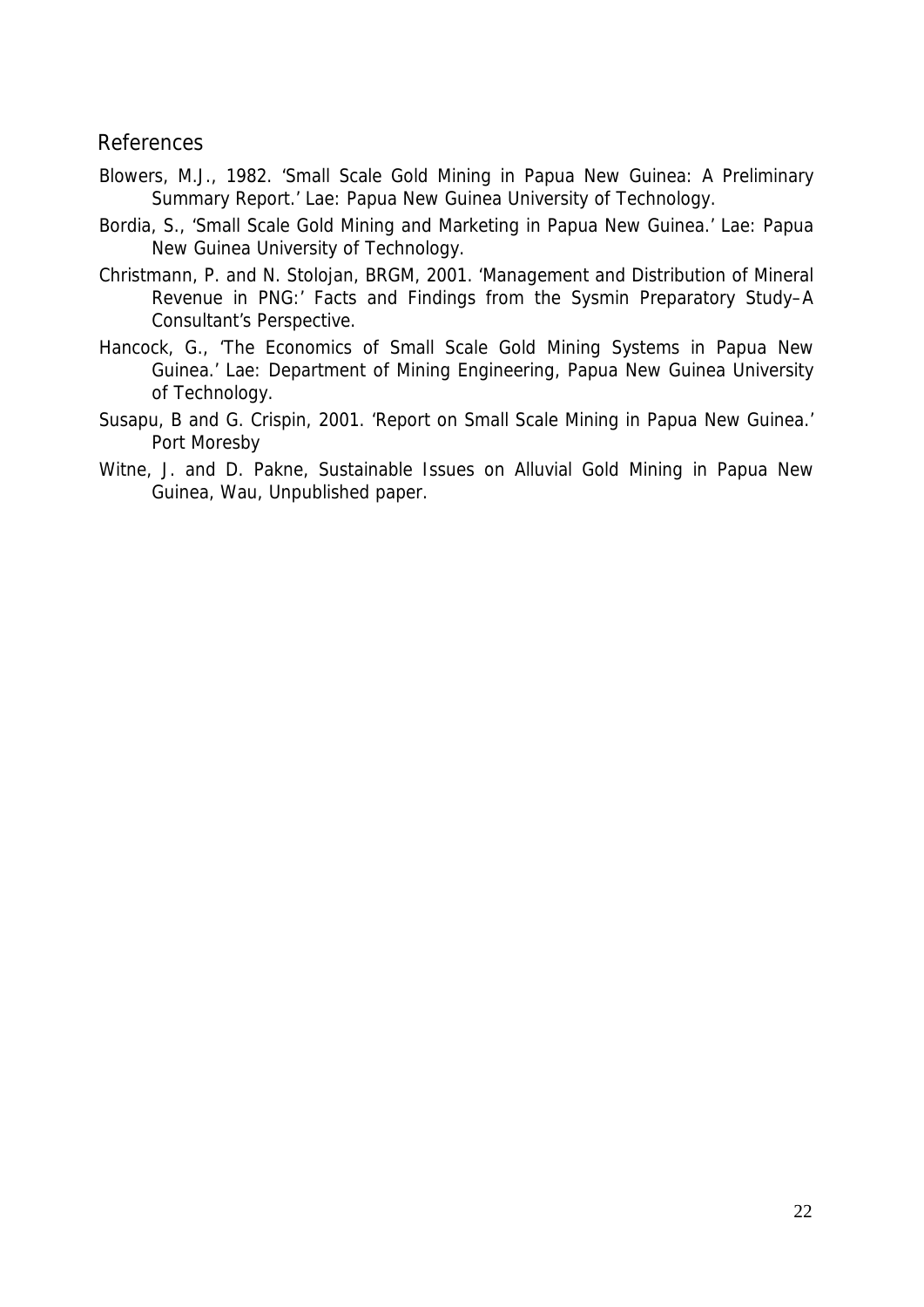## References

Blowers, M.J., 1982. 'Small Scale Gold Mining in Papua New Guinea: A Preliminary Summary Report.' Lae: Papua New Guinea University of Technology.

Bordia, S., 'Small Scale Gold Mining and Marketing in Papua New Guinea.' Lae: Papua New Guinea University of Technology.

Christmann, P. and N. Stolojan, BRGM, 2001. 'Management and Distribution of Mineral Revenue in PNG:' Facts and Findings from the Sysmin Preparatory Study–A Consultant's Perspective.

Hancock, G., 'The Economics of Small Scale Gold Mining Systems in Papua New Guinea.' Lae: Department of Mining Engineering, Papua New Guinea University of Technology.

Susapu, B and G. Crispin, 2001. 'Report on Small Scale Mining in Papua New Guinea.' Port Moresby

Witne, J. and D. Pakne, Sustainable Issues on Alluvial Gold Mining in Papua New Guinea, Wau, Unpublished paper.